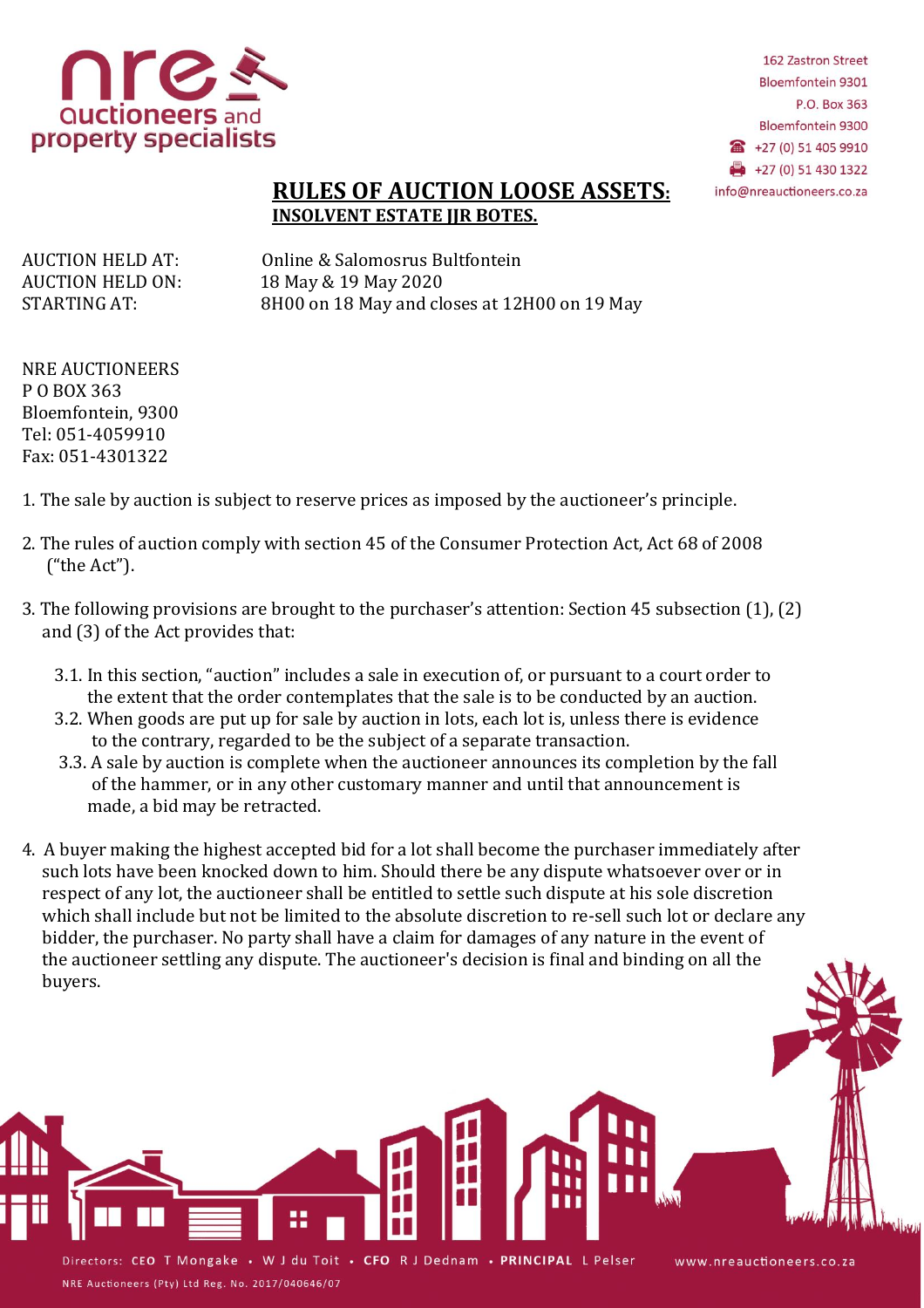162 Zastron Street
Bloemfontein 9301
P.O. Box 363
Bloemfontein 9300
+27 (0) 51 405 9910
+27 (0) 51 430 1322
info@nreauctioneers.co.za

# RULES OF AUCTION LOOSE ASSETS:

## INSOLVENT ESTATE JJR BOTES.

AUCTION HELD AT: Online & Salomosrus Bultfontein
AUCTION HELD ON: 18 May & 19 May 2020
STARTING AT: 8H00 on 18 May and closes at 12H00 on 19 May

NRE AUCTIONEERS
P O BOX 363
Bloemfontein, 9300
Tel: 051-4059910
Fax: 051-4301322

1. The sale by auction is subject to reserve prices as imposed by the auctioneer's principle.

2. The rules of auction comply with section 45 of the Consumer Protection Act, Act 68 of 2008 ("the Act").

3. The following provisions are brought to the purchaser's attention: Section 45 subsection (1), (2) and (3) of the Act provides that:

   3.1. In this section, "auction" includes a sale in execution of, or pursuant to a court order to the extent that the order contemplates that the sale is to be conducted by an auction.
   3.2. When goods are put up for sale by auction in lots, each lot is, unless there is evidence to the contrary, regarded to be the subject of a separate transaction.
   3.3. A sale by auction is complete when the auctioneer announces its completion by the fall of the hammer, or in any other customary manner and until that announcement is made, a bid may be retracted.

4. A buyer making the highest accepted bid for a lot shall become the purchaser immediately after such lots have been knocked down to him. Should there be any dispute whatsoever over or in respect of any lot, the auctioneer shall be entitled to settle such dispute at his sole discretion which shall include but not be limited to the absolute discretion to re-sell such lot or declare any bidder, the purchaser. No party shall have a claim for damages of any nature in the event of the auctioneer settling any dispute. The auctioneer's decision is final and binding on all the buyers.

Directors: CEO T Mongake • W J du Toit • CFO R J Dednam • PRINCIPAL L Pelser
NRE Auctioneers (Pty) Ltd Reg. No. 2017/040646/07
www.nreauctioneers.co.za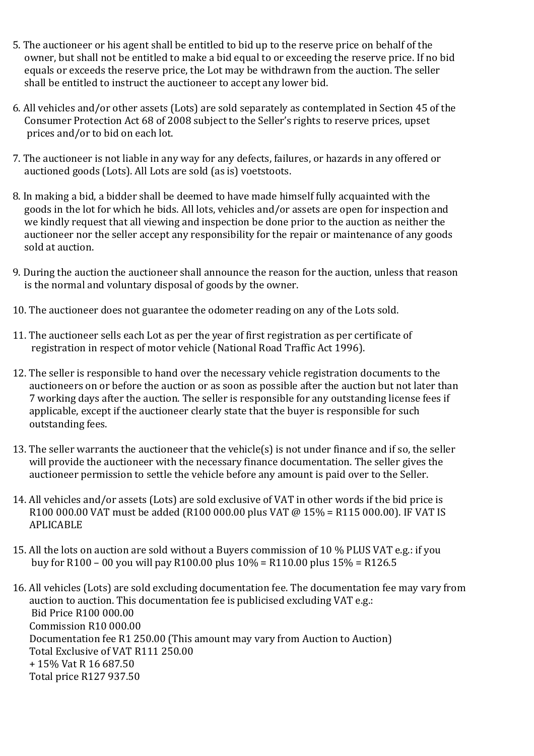5. The auctioneer or his agent shall be entitled to bid up to the reserve price on behalf of the owner, but shall not be entitled to make a bid equal to or exceeding the reserve price. If no bid equals or exceeds the reserve price, the Lot may be withdrawn from the auction. The seller shall be entitled to instruct the auctioneer to accept any lower bid.

6. All vehicles and/or other assets (Lots) are sold separately as contemplated in Section 45 of the Consumer Protection Act 68 of 2008 subject to the Seller's rights to reserve prices, upset prices and/or to bid on each lot.

7. The auctioneer is not liable in any way for any defects, failures, or hazards in any offered or auctioned goods (Lots). All Lots are sold (as is) voetstoots.

8. In making a bid, a bidder shall be deemed to have made himself fully acquainted with the goods in the lot for which he bids. All lots, vehicles and/or assets are open for inspection and we kindly request that all viewing and inspection be done prior to the auction as neither the auctioneer nor the seller accept any responsibility for the repair or maintenance of any goods sold at auction.

9. During the auction the auctioneer shall announce the reason for the auction, unless that reason is the normal and voluntary disposal of goods by the owner.

10. The auctioneer does not guarantee the odometer reading on any of the Lots sold.

11. The auctioneer sells each Lot as per the year of first registration as per certificate of registration in respect of motor vehicle (National Road Traffic Act 1996).

12. The seller is responsible to hand over the necessary vehicle registration documents to the auctioneers on or before the auction or as soon as possible after the auction but not later than 7 working days after the auction. The seller is responsible for any outstanding license fees if applicable, except if the auctioneer clearly state that the buyer is responsible for such outstanding fees.

13. The seller warrants the auctioneer that the vehicle(s) is not under finance and if so, the seller will provide the auctioneer with the necessary finance documentation. The seller gives the auctioneer permission to settle the vehicle before any amount is paid over to the Seller.

14. All vehicles and/or assets (Lots) are sold exclusive of VAT in other words if the bid price is R100 000.00 VAT must be added (R100 000.00 plus VAT @ 15% = R115 000.00). IF VAT IS APLICABLE

15. All the lots on auction are sold without a Buyers commission of 10 % PLUS VAT e.g.: if you buy for R100 – 00 you will pay R100.00 plus 10% = R110.00 plus 15% = R126.5

16. All vehicles (Lots) are sold excluding documentation fee. The documentation fee may vary from auction to auction. This documentation fee is publicised excluding VAT e.g.:
    Bid Price R100 000.00
    Commission R10 000.00
    Documentation fee R1 250.00 (This amount may vary from Auction to Auction)
    Total Exclusive of VAT R111 250.00
    + 15% Vat R 16 687.50
    Total price R127 937.50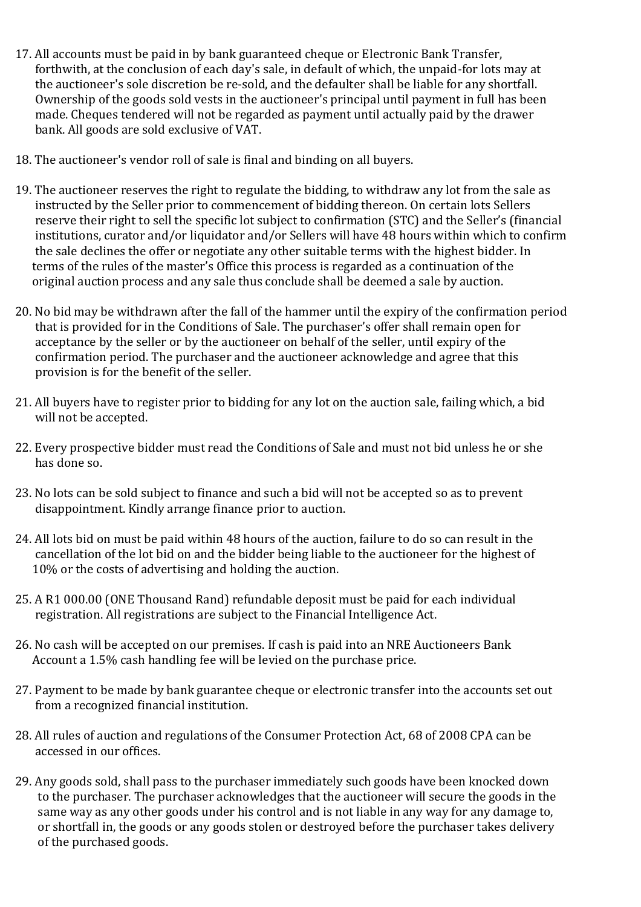17. All accounts must be paid in by bank guaranteed cheque or Electronic Bank Transfer, forthwith, at the conclusion of each day's sale, in default of which, the unpaid-for lots may at the auctioneer's sole discretion be re-sold, and the defaulter shall be liable for any shortfall. Ownership of the goods sold vests in the auctioneer's principal until payment in full has been made. Cheques tendered will not be regarded as payment until actually paid by the drawer bank. All goods are sold exclusive of VAT.

18. The auctioneer's vendor roll of sale is final and binding on all buyers.

19. The auctioneer reserves the right to regulate the bidding, to withdraw any lot from the sale as instructed by the Seller prior to commencement of bidding thereon. On certain lots Sellers reserve their right to sell the specific lot subject to confirmation (STC) and the Seller's (financial institutions, curator and/or liquidator and/or Sellers will have 48 hours within which to confirm the sale declines the offer or negotiate any other suitable terms with the highest bidder. In terms of the rules of the master's Office this process is regarded as a continuation of the original auction process and any sale thus conclude shall be deemed a sale by auction.

20. No bid may be withdrawn after the fall of the hammer until the expiry of the confirmation period that is provided for in the Conditions of Sale. The purchaser's offer shall remain open for acceptance by the seller or by the auctioneer on behalf of the seller, until expiry of the confirmation period. The purchaser and the auctioneer acknowledge and agree that this provision is for the benefit of the seller.

21. All buyers have to register prior to bidding for any lot on the auction sale, failing which, a bid will not be accepted.

22. Every prospective bidder must read the Conditions of Sale and must not bid unless he or she has done so.

23. No lots can be sold subject to finance and such a bid will not be accepted so as to prevent disappointment. Kindly arrange finance prior to auction.

24. All lots bid on must be paid within 48 hours of the auction, failure to do so can result in the cancellation of the lot bid on and the bidder being liable to the auctioneer for the highest of 10% or the costs of advertising and holding the auction.

25. A R1 000.00 (ONE Thousand Rand) refundable deposit must be paid for each individual registration. All registrations are subject to the Financial Intelligence Act.

26. No cash will be accepted on our premises. If cash is paid into an NRE Auctioneers Bank Account a 1.5% cash handling fee will be levied on the purchase price.

27. Payment to be made by bank guarantee cheque or electronic transfer into the accounts set out from a recognized financial institution.

28. All rules of auction and regulations of the Consumer Protection Act, 68 of 2008 CPA can be accessed in our offices.

29. Any goods sold, shall pass to the purchaser immediately such goods have been knocked down to the purchaser. The purchaser acknowledges that the auctioneer will secure the goods in the same way as any other goods under his control and is not liable in any way for any damage to, or shortfall in, the goods or any goods stolen or destroyed before the purchaser takes delivery of the purchased goods.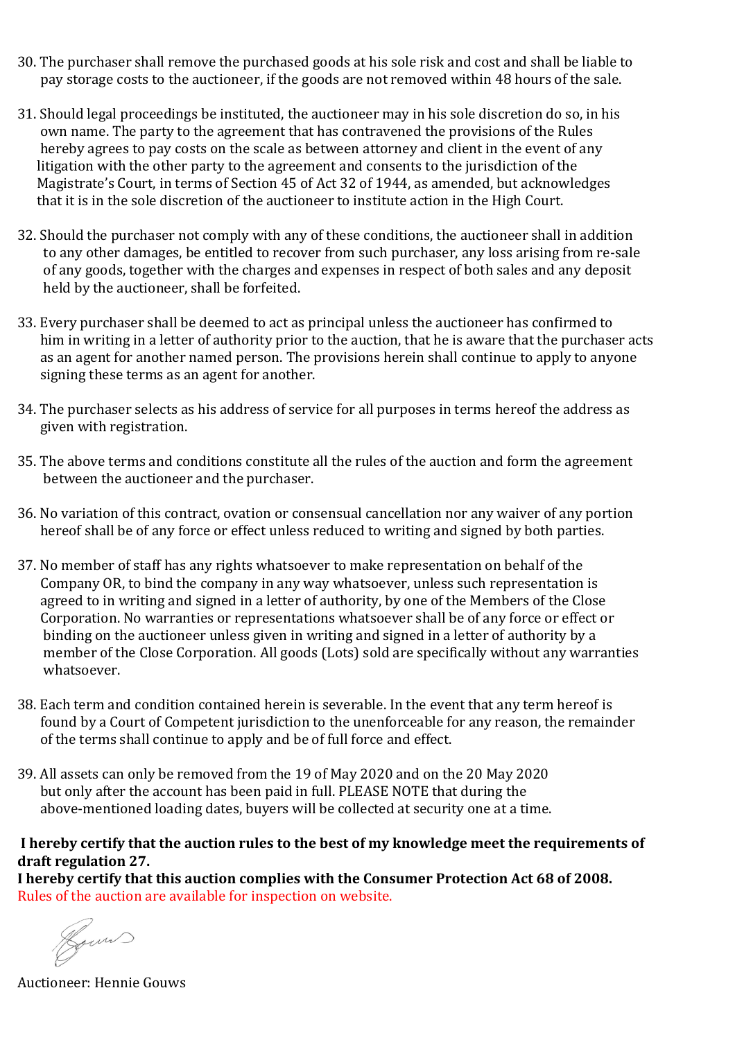30. The purchaser shall remove the purchased goods at his sole risk and cost and shall be liable to pay storage costs to the auctioneer, if the goods are not removed within 48 hours of the sale.

31. Should legal proceedings be instituted, the auctioneer may in his sole discretion do so, in his own name. The party to the agreement that has contravened the provisions of the Rules hereby agrees to pay costs on the scale as between attorney and client in the event of any litigation with the other party to the agreement and consents to the jurisdiction of the Magistrate's Court, in terms of Section 45 of Act 32 of 1944, as amended, but acknowledges that it is in the sole discretion of the auctioneer to institute action in the High Court.

32. Should the purchaser not comply with any of these conditions, the auctioneer shall in addition to any other damages, be entitled to recover from such purchaser, any loss arising from re-sale of any goods, together with the charges and expenses in respect of both sales and any deposit held by the auctioneer, shall be forfeited.

33. Every purchaser shall be deemed to act as principal unless the auctioneer has confirmed to him in writing in a letter of authority prior to the auction, that he is aware that the purchaser acts as an agent for another named person. The provisions herein shall continue to apply to anyone signing these terms as an agent for another.

34. The purchaser selects as his address of service for all purposes in terms hereof the address as given with registration.

35. The above terms and conditions constitute all the rules of the auction and form the agreement between the auctioneer and the purchaser.

36. No variation of this contract, ovation or consensual cancellation nor any waiver of any portion hereof shall be of any force or effect unless reduced to writing and signed by both parties.

37. No member of staff has any rights whatsoever to make representation on behalf of the Company OR, to bind the company in any way whatsoever, unless such representation is agreed to in writing and signed in a letter of authority, by one of the Members of the Close Corporation. No warranties or representations whatsoever shall be of any force or effect or binding on the auctioneer unless given in writing and signed in a letter of authority by a member of the Close Corporation. All goods (Lots) sold are specifically without any warranties whatsoever.

38. Each term and condition contained herein is severable. In the event that any term hereof is found by a Court of Competent jurisdiction to the unenforceable for any reason, the remainder of the terms shall continue to apply and be of full force and effect.

39. All assets can only be removed from the 19 of May 2020 and on the 20 May 2020 but only after the account has been paid in full. PLEASE NOTE that during the above-mentioned loading dates, buyers will be collected at security one at a time.

**I hereby certify that the auction rules to the best of my knowledge meet the requirements of draft regulation 27.**
**I hereby certify that this auction complies with the Consumer Protection Act 68 of 2008.**
Rules of the auction are available for inspection on website.

Auctioneer: Hennie Gouws